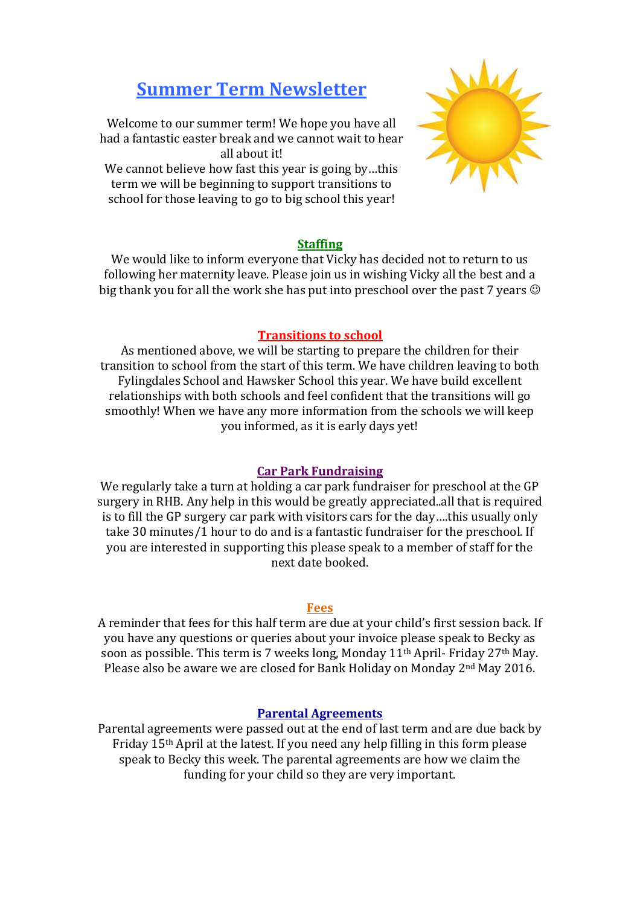# Summer Term Newsletter

Welcome to our summer term! We hope you have all had a fantastic easter break and we cannot wait to hear all about it!
We cannot believe how fast this year is going by…this term we will be beginning to support transitions to school for those leaving to go to big school this year!

## Staffing

We would like to inform everyone that Vicky has decided not to return to us following her maternity leave. Please join us in wishing Vicky all the best and a big thank you for all the work she has put into preschool over the past 7 years ☺

## Transitions to school

As mentioned above, we will be starting to prepare the children for their transition to school from the start of this term. We have children leaving to both Fylingdales School and Hawsker School this year. We have build excellent relationships with both schools and feel confident that the transitions will go smoothly! When we have any more information from the schools we will keep you informed, as it is early days yet!

## Car Park Fundraising

We regularly take a turn at holding a car park fundraiser for preschool at the GP surgery in RHB. Any help in this would be greatly appreciated..all that is required is to fill the GP surgery car park with visitors cars for the day….this usually only take 30 minutes/1 hour to do and is a fantastic fundraiser for the preschool. If you are interested in supporting this please speak to a member of staff for the next date booked.

## Fees

A reminder that fees for this half term are due at your child's first session back. If you have any questions or queries about your invoice please speak to Becky as soon as possible. This term is 7 weeks long, Monday 11th April- Friday 27th May. Please also be aware we are closed for Bank Holiday on Monday 2nd May 2016.

## Parental Agreements

Parental agreements were passed out at the end of last term and are due back by Friday 15th April at the latest. If you need any help filling in this form please speak to Becky this week. The parental agreements are how we claim the funding for your child so they are very important.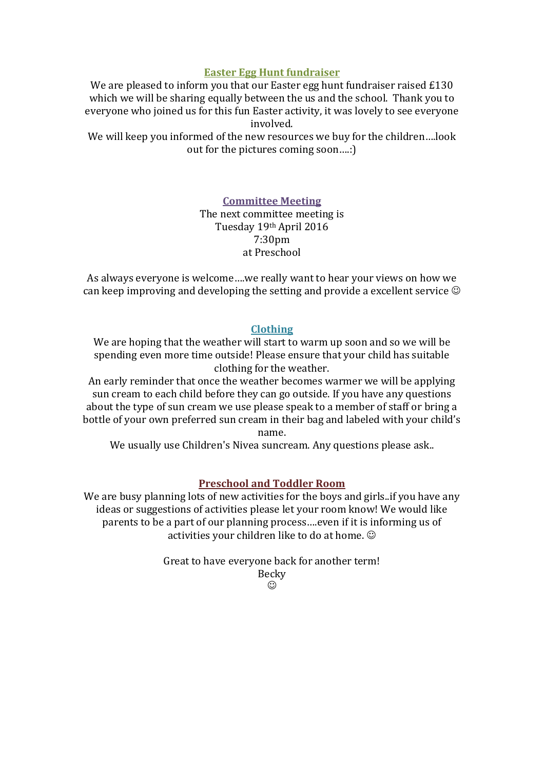## Easter Egg Hunt fundraiser

We are pleased to inform you that our Easter egg hunt fundraiser raised £130 which we will be sharing equally between the us and the school. Thank you to everyone who joined us for this fun Easter activity, it was lovely to see everyone involved.

We will keep you informed of the new resources we buy for the children….look out for the pictures coming soon….:)

## Committee Meeting

The next committee meeting is
Tuesday 19th April 2016
7:30pm
at Preschool

As always everyone is welcome….we really want to hear your views on how we can keep improving and developing the setting and provide a excellent service ☺

## Clothing

We are hoping that the weather will start to warm up soon and so we will be spending even more time outside! Please ensure that your child has suitable clothing for the weather.

An early reminder that once the weather becomes warmer we will be applying sun cream to each child before they can go outside. If you have any questions about the type of sun cream we use please speak to a member of staff or bring a bottle of your own preferred sun cream in their bag and labeled with your child's name.

We usually use Children's Nivea suncream. Any questions please ask..

## Preschool and Toddler Room

We are busy planning lots of new activities for the boys and girls..if you have any ideas or suggestions of activities please let your room know! We would like parents to be a part of our planning process….even if it is informing us of activities your children like to do at home. ☺

Great to have everyone back for another term!
Becky
☺